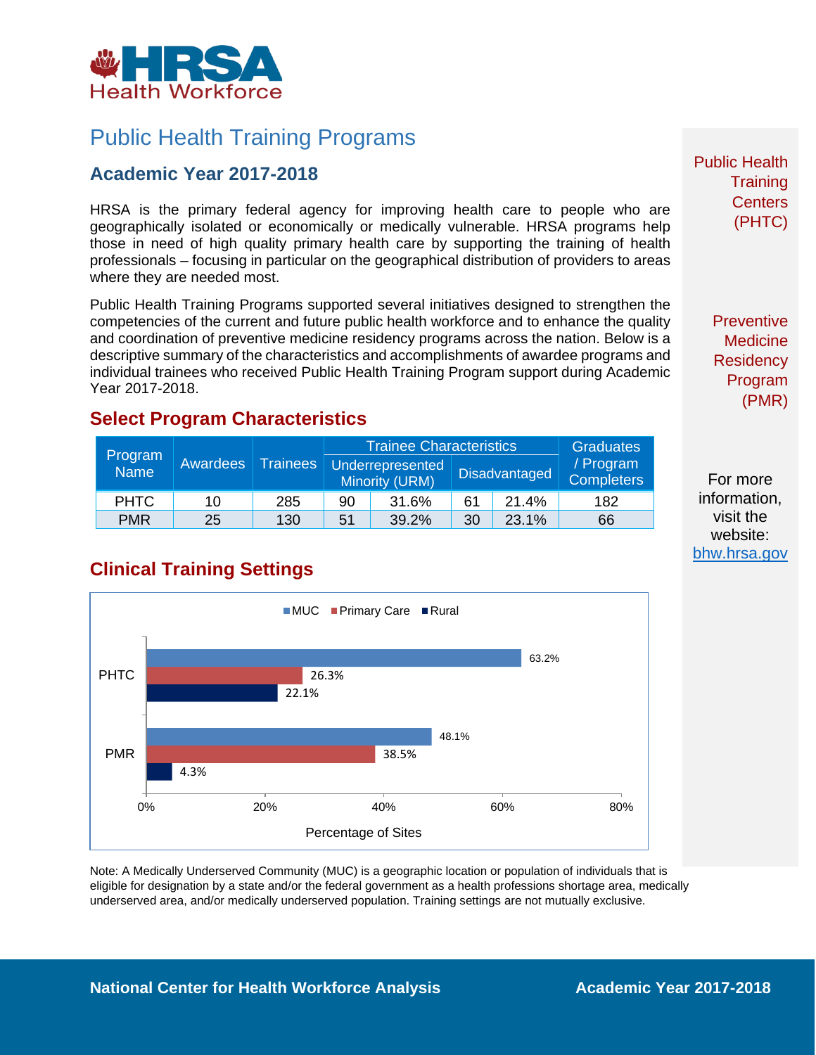HRSA Health Workforce

# Public Health Training Programs

## Academic Year 2017-2018

HRSA is the primary federal agency for improving health care to people who are geographically isolated or economically or medically vulnerable. HRSA programs help those in need of high quality primary health care by supporting the training of health professionals – focusing in particular on the geographical distribution of providers to areas where they are needed most.

Public Health Training Programs supported several initiatives designed to strengthen the competencies of the current and future public health workforce and to enhance the quality and coordination of preventive medicine residency programs across the nation. Below is a descriptive summary of the characteristics and accomplishments of awardee programs and individual trainees who received Public Health Training Program support during Academic Year 2017-2018.

## Select Program Characteristics

| Program Name | Awardees | Trainees | Trainee Characteristics | | | | Graduates / Program Completers |
|---|---|---|---|---|---|---|---|
| | | | Underrepresented Minority (URM) | | Disadvantaged | | |
| PHTC | 10 | 285 | 90 | 31.6% | 61 | 21.4% | 182 |
| PMR | 25 | 130 | 51 | 39.2% | 30 | 23.1% | 66 |

## Clinical Training Settings

Percentage of Sites

| | MUC | Primary Care | Rural |
|---|---|---|---|
| PHTC | 63.2% | 26.3% | 22.1% |
| PMR | 48.1% | 38.5% | 4.3% |

Note: A Medically Underserved Community (MUC) is a geographic location or population of individuals that is eligible for designation by a state and/or the federal government as a health professions shortage area, medically underserved area, and/or medically underserved population. Training settings are not mutually exclusive.

Public Health Training Centers (PHTC)

Preventive Medicine Residency Program (PMR)

For more information, visit the website: bhw.hrsa.gov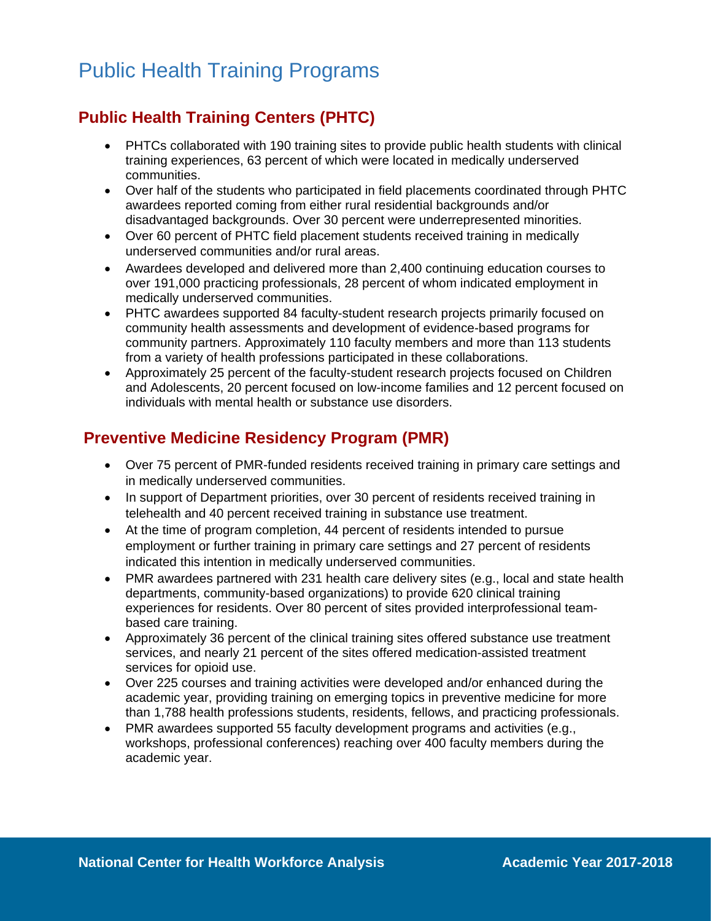# Public Health Training Programs

## Public Health Training Centers (PHTC)

- PHTCs collaborated with 190 training sites to provide public health students with clinical training experiences, 63 percent of which were located in medically underserved communities.
- Over half of the students who participated in field placements coordinated through PHTC awardees reported coming from either rural residential backgrounds and/or disadvantaged backgrounds. Over 30 percent were underrepresented minorities.
- Over 60 percent of PHTC field placement students received training in medically underserved communities and/or rural areas.
- Awardees developed and delivered more than 2,400 continuing education courses to over 191,000 practicing professionals, 28 percent of whom indicated employment in medically underserved communities.
- PHTC awardees supported 84 faculty-student research projects primarily focused on community health assessments and development of evidence-based programs for community partners. Approximately 110 faculty members and more than 113 students from a variety of health professions participated in these collaborations.
- Approximately 25 percent of the faculty-student research projects focused on Children and Adolescents, 20 percent focused on low-income families and 12 percent focused on individuals with mental health or substance use disorders.

## Preventive Medicine Residency Program (PMR)

- Over 75 percent of PMR-funded residents received training in primary care settings and in medically underserved communities.
- In support of Department priorities, over 30 percent of residents received training in telehealth and 40 percent received training in substance use treatment.
- At the time of program completion, 44 percent of residents intended to pursue employment or further training in primary care settings and 27 percent of residents indicated this intention in medically underserved communities.
- PMR awardees partnered with 231 health care delivery sites (e.g., local and state health departments, community-based organizations) to provide 620 clinical training experiences for residents. Over 80 percent of sites provided interprofessional team-based care training.
- Approximately 36 percent of the clinical training sites offered substance use treatment services, and nearly 21 percent of the sites offered medication-assisted treatment services for opioid use.
- Over 225 courses and training activities were developed and/or enhanced during the academic year, providing training on emerging topics in preventive medicine for more than 1,788 health professions students, residents, fellows, and practicing professionals.
- PMR awardees supported 55 faculty development programs and activities (e.g., workshops, professional conferences) reaching over 400 faculty members during the academic year.